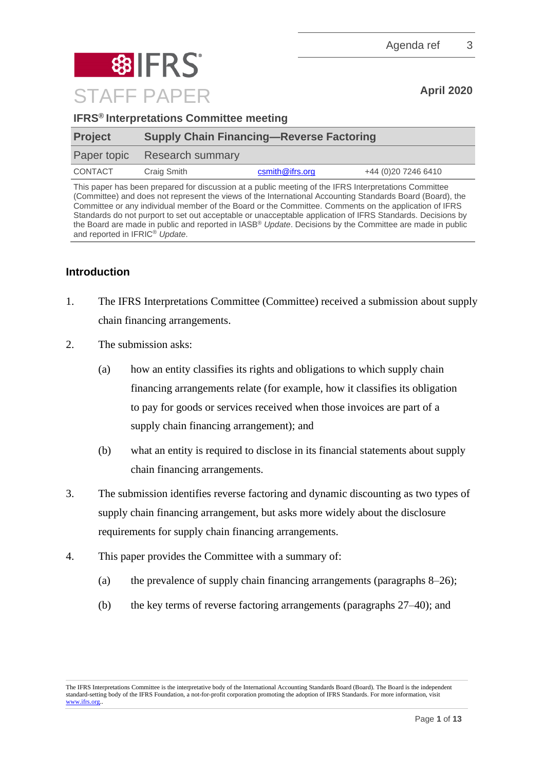Agenda ref 3

# IFRS STAFF PAPER

**April 2020**

**IFRS® Interpretations Committee meeting**

| **Project** | **Supply Chain Financing—Reverse Factoring** | | |
|---|---|---|---|
| Paper topic | Research summary | | |
| CONTACT | Craig Smith | csmith@ifrs.org | +44 (0)20 7246 6410 |

This paper has been prepared for discussion at a public meeting of the IFRS Interpretations Committee (Committee) and does not represent the views of the International Accounting Standards Board (Board), the Committee or any individual member of the Board or the Committee. Comments on the application of IFRS Standards do not purport to set out acceptable or unacceptable application of IFRS Standards. Decisions by the Board are made in public and reported in IASB® *Update*. Decisions by the Committee are made in public and reported in IFRIC® *Update*.

## Introduction

1. The IFRS Interpretations Committee (Committee) received a submission about supply chain financing arrangements.

2. The submission asks:

   (a) how an entity classifies its rights and obligations to which supply chain financing arrangements relate (for example, how it classifies its obligation to pay for goods or services received when those invoices are part of a supply chain financing arrangement); and

   (b) what an entity is required to disclose in its financial statements about supply chain financing arrangements.

3. The submission identifies reverse factoring and dynamic discounting as two types of supply chain financing arrangement, but asks more widely about the disclosure requirements for supply chain financing arrangements.

4. This paper provides the Committee with a summary of:

   (a) the prevalence of supply chain financing arrangements (paragraphs 8–26);

   (b) the key terms of reverse factoring arrangements (paragraphs 27–40); and

The IFRS Interpretations Committee is the interpretative body of the International Accounting Standards Board (Board). The Board is the independent standard-setting body of the IFRS Foundation, a not-for-profit corporation promoting the adoption of IFRS Standards. For more information, visit www.ifrs.org..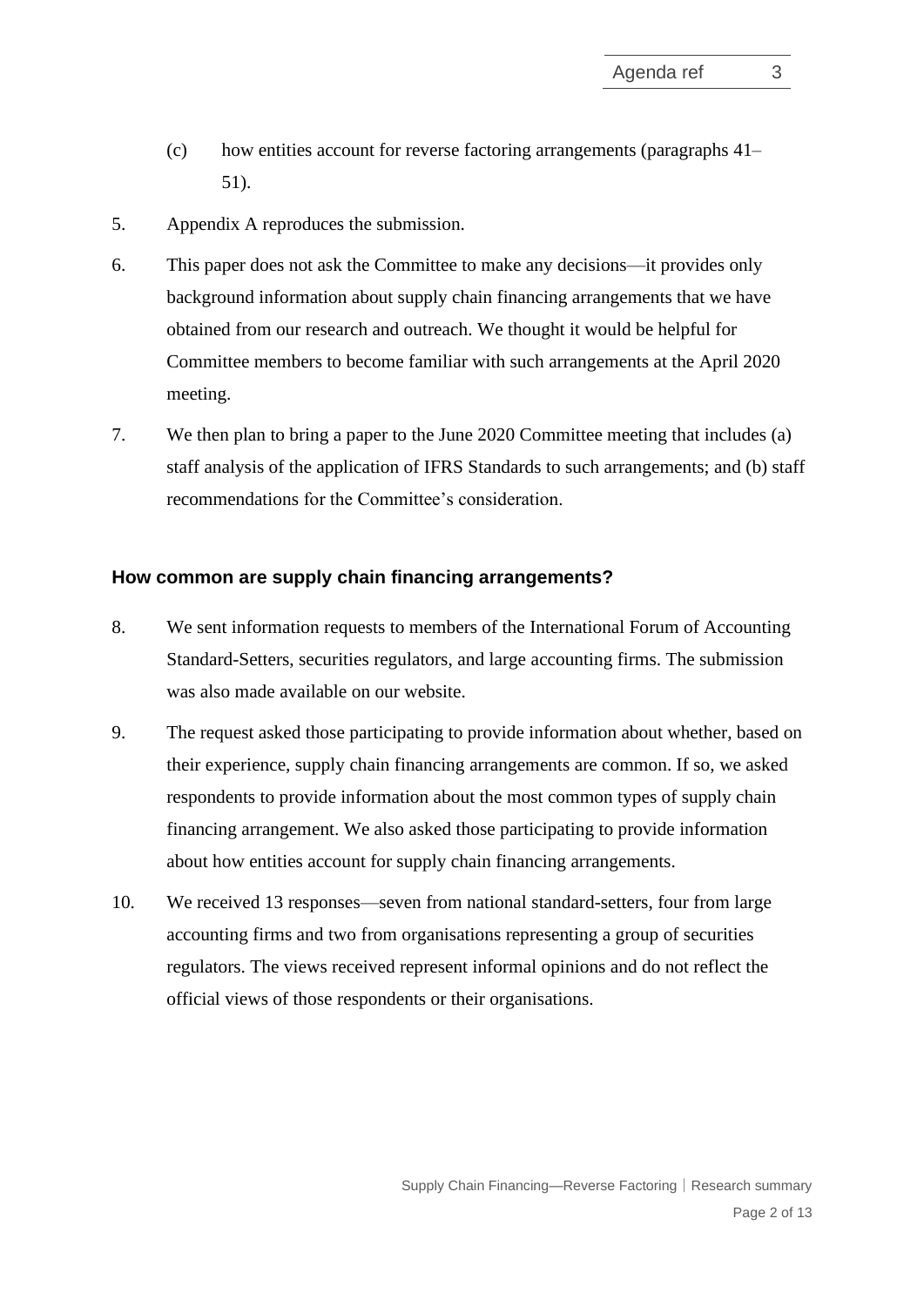(c) how entities account for reverse factoring arrangements (paragraphs 41–51).

5. Appendix A reproduces the submission.

6. This paper does not ask the Committee to make any decisions—it provides only background information about supply chain financing arrangements that we have obtained from our research and outreach. We thought it would be helpful for Committee members to become familiar with such arrangements at the April 2020 meeting.

7. We then plan to bring a paper to the June 2020 Committee meeting that includes (a) staff analysis of the application of IFRS Standards to such arrangements; and (b) staff recommendations for the Committee's consideration.

### How common are supply chain financing arrangements?

8. We sent information requests to members of the International Forum of Accounting Standard-Setters, securities regulators, and large accounting firms. The submission was also made available on our website.

9. The request asked those participating to provide information about whether, based on their experience, supply chain financing arrangements are common. If so, we asked respondents to provide information about the most common types of supply chain financing arrangement. We also asked those participating to provide information about how entities account for supply chain financing arrangements.

10. We received 13 responses—seven from national standard-setters, four from large accounting firms and two from organisations representing a group of securities regulators. The views received represent informal opinions and do not reflect the official views of those respondents or their organisations.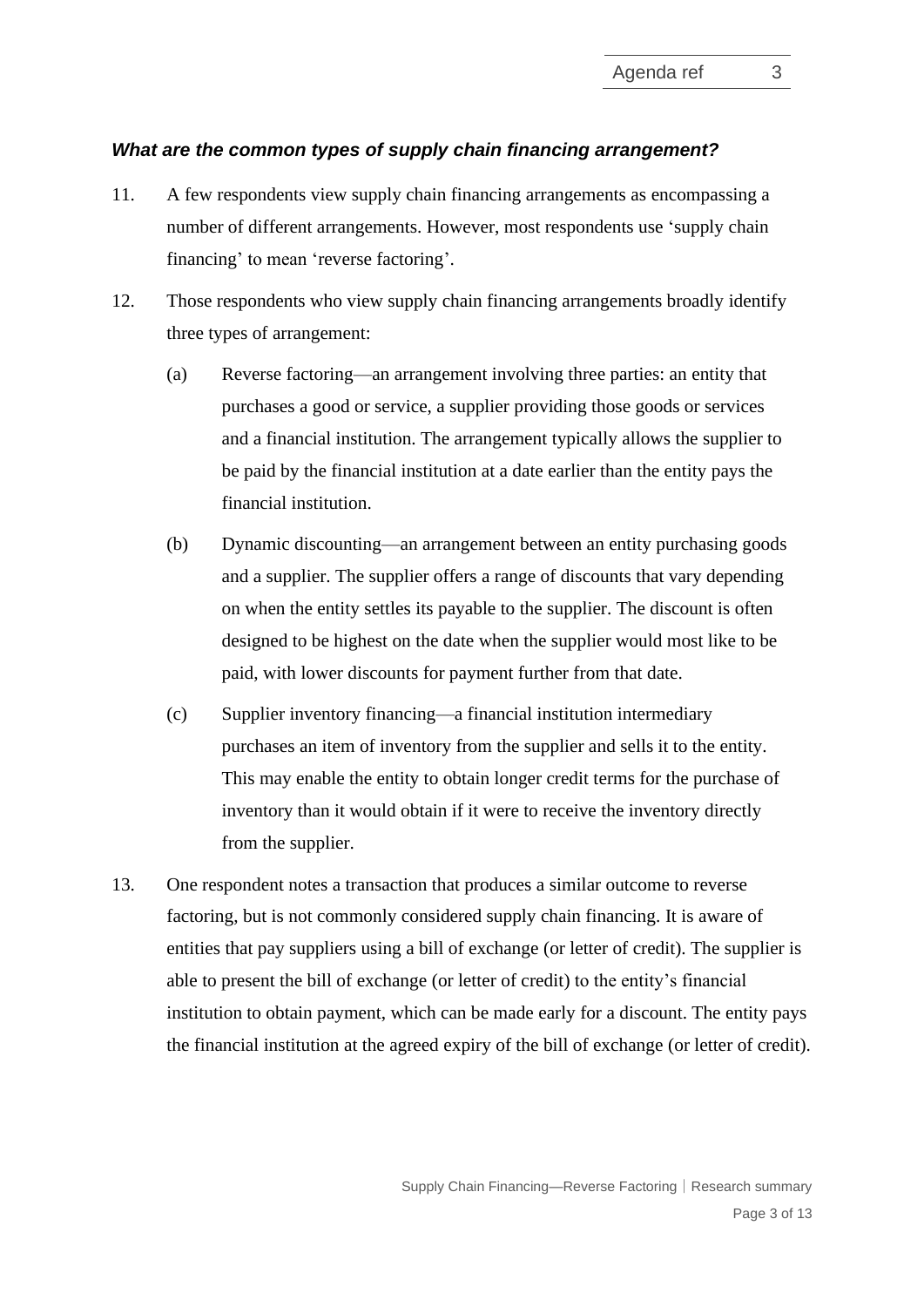### *What are the common types of supply chain financing arrangement?*

11. A few respondents view supply chain financing arrangements as encompassing a number of different arrangements. However, most respondents use 'supply chain financing' to mean 'reverse factoring'.

12. Those respondents who view supply chain financing arrangements broadly identify three types of arrangement:

    (a) Reverse factoring—an arrangement involving three parties: an entity that purchases a good or service, a supplier providing those goods or services and a financial institution. The arrangement typically allows the supplier to be paid by the financial institution at a date earlier than the entity pays the financial institution.

    (b) Dynamic discounting—an arrangement between an entity purchasing goods and a supplier. The supplier offers a range of discounts that vary depending on when the entity settles its payable to the supplier. The discount is often designed to be highest on the date when the supplier would most like to be paid, with lower discounts for payment further from that date.

    (c) Supplier inventory financing—a financial institution intermediary purchases an item of inventory from the supplier and sells it to the entity. This may enable the entity to obtain longer credit terms for the purchase of inventory than it would obtain if it were to receive the inventory directly from the supplier.

13. One respondent notes a transaction that produces a similar outcome to reverse factoring, but is not commonly considered supply chain financing. It is aware of entities that pay suppliers using a bill of exchange (or letter of credit). The supplier is able to present the bill of exchange (or letter of credit) to the entity's financial institution to obtain payment, which can be made early for a discount. The entity pays the financial institution at the agreed expiry of the bill of exchange (or letter of credit).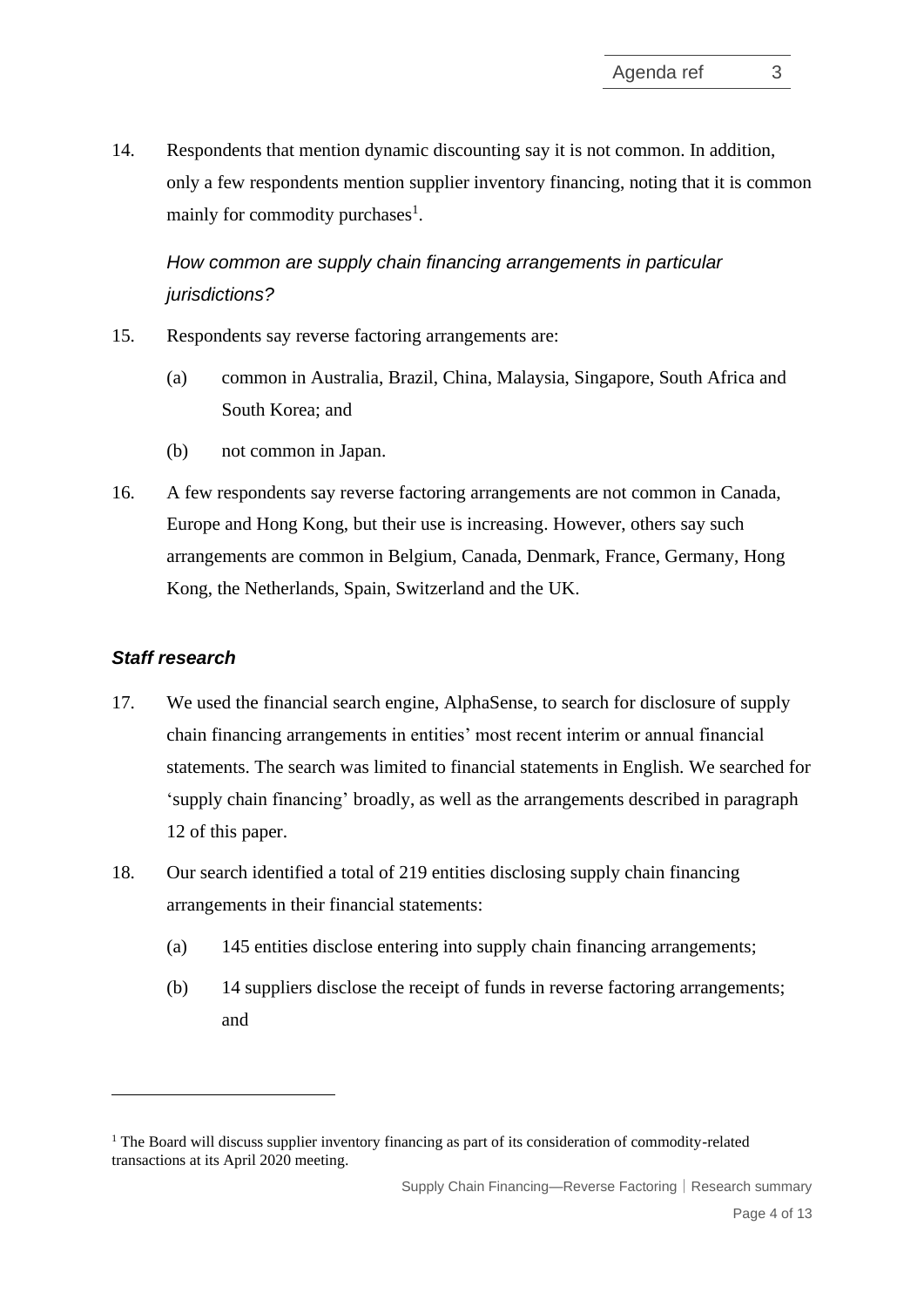14. Respondents that mention dynamic discounting say it is not common. In addition, only a few respondents mention supplier inventory financing, noting that it is common mainly for commodity purchases[1].

*How common are supply chain financing arrangements in particular jurisdictions?*

15. Respondents say reverse factoring arrangements are:
    (a) common in Australia, Brazil, China, Malaysia, Singapore, South Africa and South Korea; and
    (b) not common in Japan.

16. A few respondents say reverse factoring arrangements are not common in Canada, Europe and Hong Kong, but their use is increasing. However, others say such arrangements are common in Belgium, Canada, Denmark, France, Germany, Hong Kong, the Netherlands, Spain, Switzerland and the UK.

### *Staff research*

17. We used the financial search engine, AlphaSense, to search for disclosure of supply chain financing arrangements in entities' most recent interim or annual financial statements. The search was limited to financial statements in English. We searched for 'supply chain financing' broadly, as well as the arrangements described in paragraph 12 of this paper.

18. Our search identified a total of 219 entities disclosing supply chain financing arrangements in their financial statements:
    (a) 145 entities disclose entering into supply chain financing arrangements;
    (b) 14 suppliers disclose the receipt of funds in reverse factoring arrangements; and

[1] The Board will discuss supplier inventory financing as part of its consideration of commodity-related transactions at its April 2020 meeting.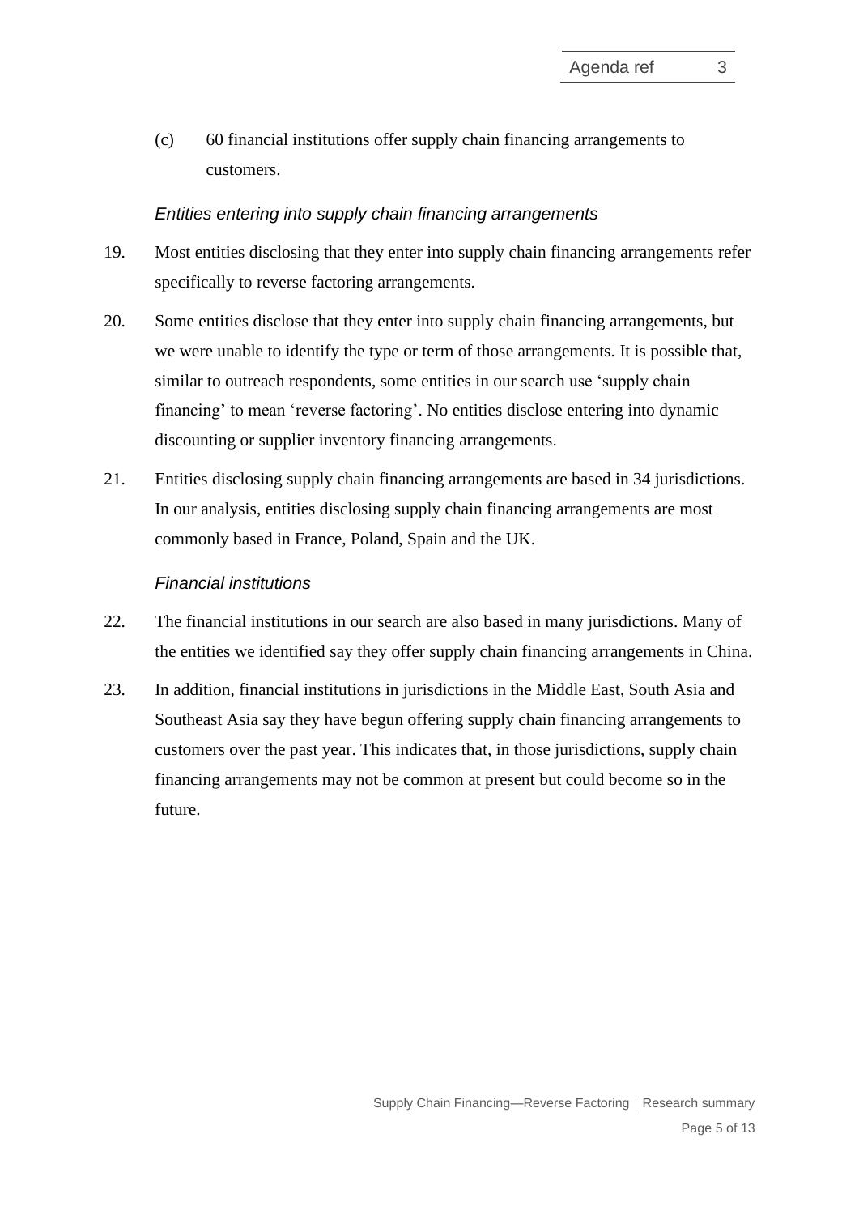(c) 60 financial institutions offer supply chain financing arrangements to customers.

### *Entities entering into supply chain financing arrangements*

19. Most entities disclosing that they enter into supply chain financing arrangements refer specifically to reverse factoring arrangements.

20. Some entities disclose that they enter into supply chain financing arrangements, but we were unable to identify the type or term of those arrangements. It is possible that, similar to outreach respondents, some entities in our search use 'supply chain financing' to mean 'reverse factoring'. No entities disclose entering into dynamic discounting or supplier inventory financing arrangements.

21. Entities disclosing supply chain financing arrangements are based in 34 jurisdictions. In our analysis, entities disclosing supply chain financing arrangements are most commonly based in France, Poland, Spain and the UK.

### *Financial institutions*

22. The financial institutions in our search are also based in many jurisdictions. Many of the entities we identified say they offer supply chain financing arrangements in China.

23. In addition, financial institutions in jurisdictions in the Middle East, South Asia and Southeast Asia say they have begun offering supply chain financing arrangements to customers over the past year. This indicates that, in those jurisdictions, supply chain financing arrangements may not be common at present but could become so in the future.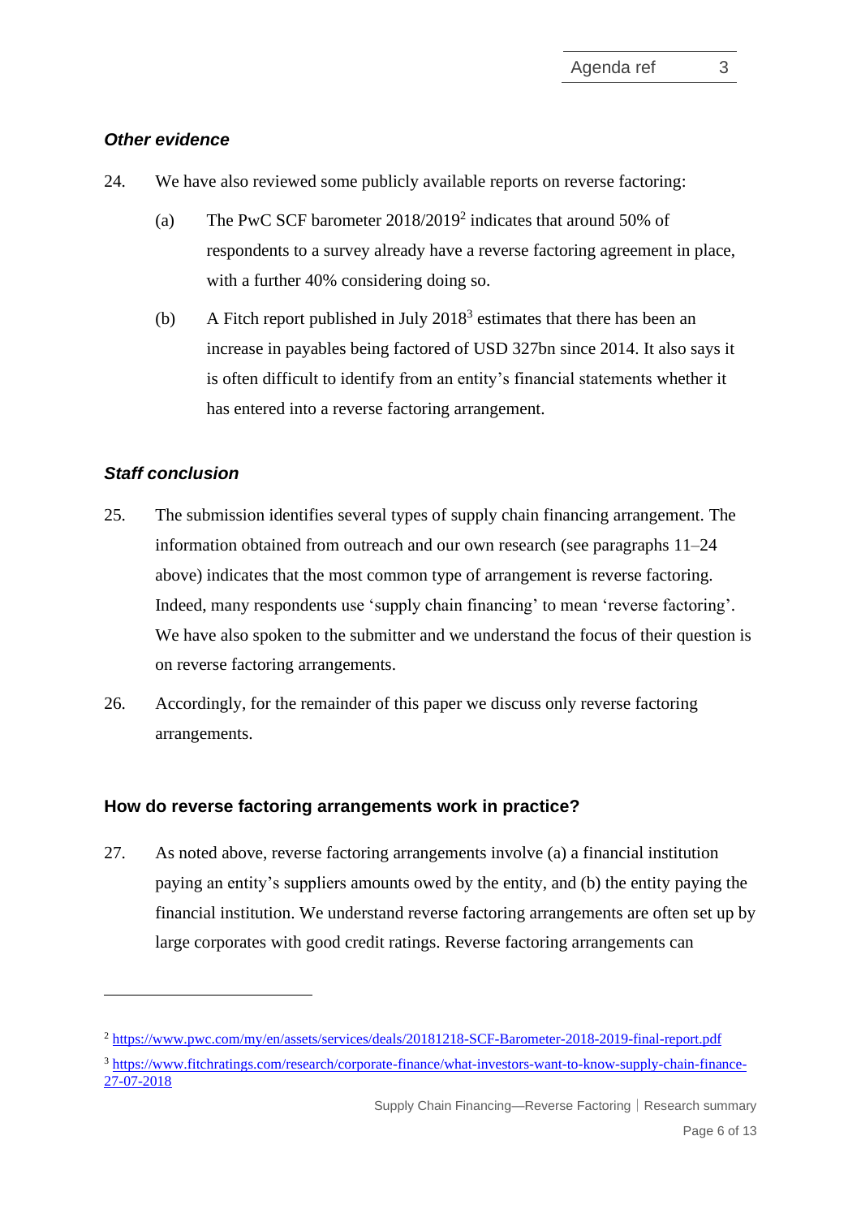### *Other evidence*

24. We have also reviewed some publicly available reports on reverse factoring:

    (a) The PwC SCF barometer 2018/2019[2] indicates that around 50% of respondents to a survey already have a reverse factoring agreement in place, with a further 40% considering doing so.

    (b) A Fitch report published in July 2018[3] estimates that there has been an increase in payables being factored of USD 327bn since 2014. It also says it is often difficult to identify from an entity's financial statements whether it has entered into a reverse factoring arrangement.

### *Staff conclusion*

25. The submission identifies several types of supply chain financing arrangement. The information obtained from outreach and our own research (see paragraphs 11–24 above) indicates that the most common type of arrangement is reverse factoring. Indeed, many respondents use 'supply chain financing' to mean 'reverse factoring'. We have also spoken to the submitter and we understand the focus of their question is on reverse factoring arrangements.

26. Accordingly, for the remainder of this paper we discuss only reverse factoring arrangements.

## How do reverse factoring arrangements work in practice?

27. As noted above, reverse factoring arrangements involve (a) a financial institution paying an entity's suppliers amounts owed by the entity, and (b) the entity paying the financial institution. We understand reverse factoring arrangements are often set up by large corporates with good credit ratings. Reverse factoring arrangements can

---

[2] https://www.pwc.com/my/en/assets/services/deals/20181218-SCF-Barometer-2018-2019-final-report.pdf

[3] https://www.fitchratings.com/research/corporate-finance/what-investors-want-to-know-supply-chain-finance-27-07-2018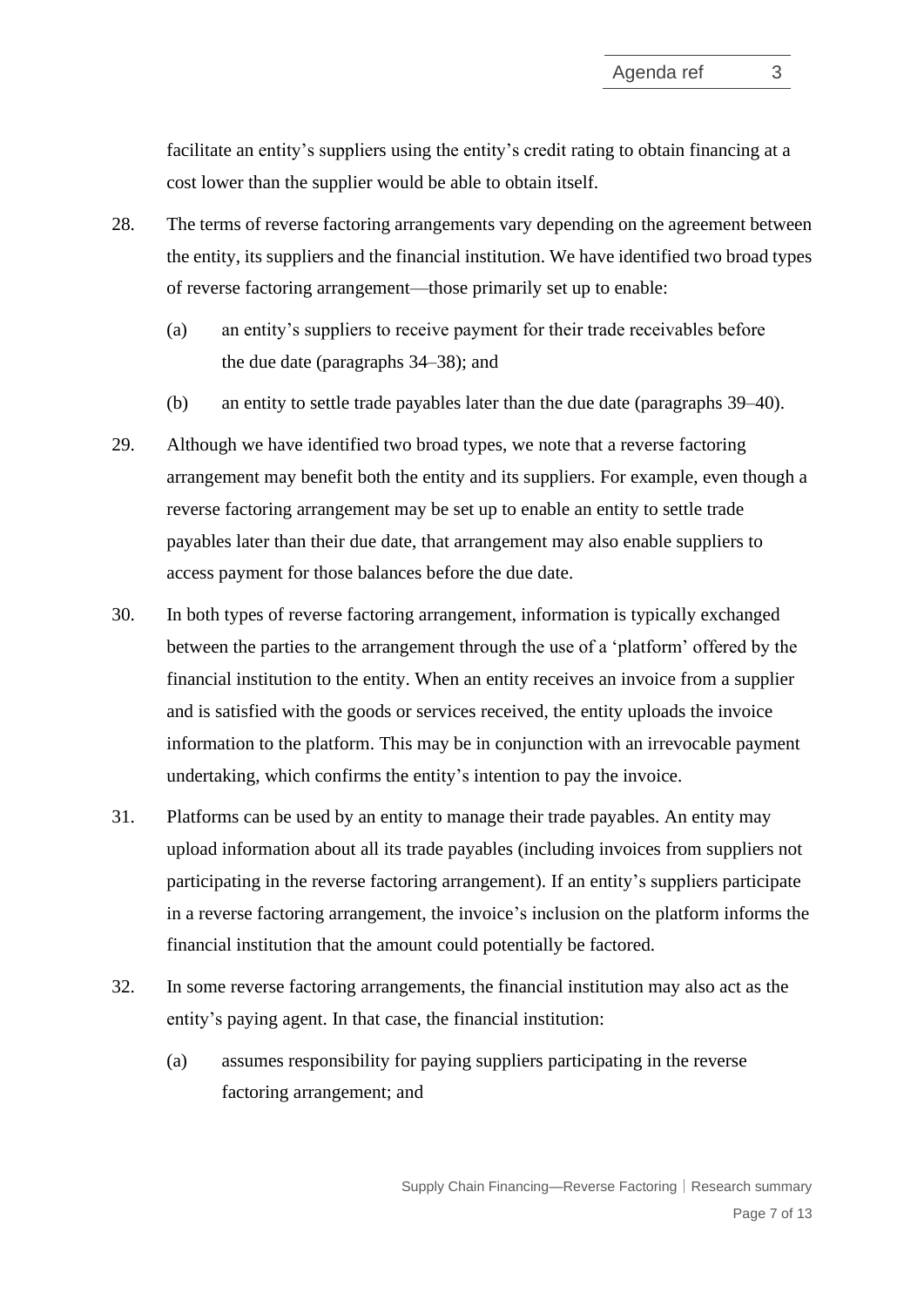facilitate an entity's suppliers using the entity's credit rating to obtain financing at a cost lower than the supplier would be able to obtain itself.

28. The terms of reverse factoring arrangements vary depending on the agreement between the entity, its suppliers and the financial institution. We have identified two broad types of reverse factoring arrangement—those primarily set up to enable:

    (a) an entity's suppliers to receive payment for their trade receivables before the due date (paragraphs 34–38); and

    (b) an entity to settle trade payables later than the due date (paragraphs 39–40).

29. Although we have identified two broad types, we note that a reverse factoring arrangement may benefit both the entity and its suppliers. For example, even though a reverse factoring arrangement may be set up to enable an entity to settle trade payables later than their due date, that arrangement may also enable suppliers to access payment for those balances before the due date.

30. In both types of reverse factoring arrangement, information is typically exchanged between the parties to the arrangement through the use of a 'platform' offered by the financial institution to the entity. When an entity receives an invoice from a supplier and is satisfied with the goods or services received, the entity uploads the invoice information to the platform. This may be in conjunction with an irrevocable payment undertaking, which confirms the entity's intention to pay the invoice.

31. Platforms can be used by an entity to manage their trade payables. An entity may upload information about all its trade payables (including invoices from suppliers not participating in the reverse factoring arrangement). If an entity's suppliers participate in a reverse factoring arrangement, the invoice's inclusion on the platform informs the financial institution that the amount could potentially be factored.

32. In some reverse factoring arrangements, the financial institution may also act as the entity's paying agent. In that case, the financial institution:

    (a) assumes responsibility for paying suppliers participating in the reverse factoring arrangement; and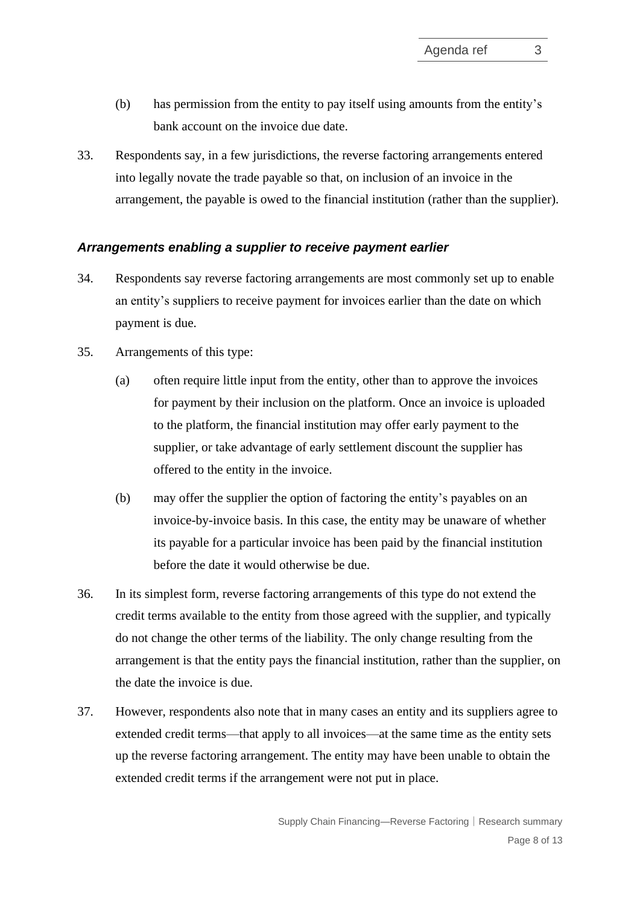(b) has permission from the entity to pay itself using amounts from the entity's bank account on the invoice due date.

33. Respondents say, in a few jurisdictions, the reverse factoring arrangements entered into legally novate the trade payable so that, on inclusion of an invoice in the arrangement, the payable is owed to the financial institution (rather than the supplier).

### *Arrangements enabling a supplier to receive payment earlier*

34. Respondents say reverse factoring arrangements are most commonly set up to enable an entity's suppliers to receive payment for invoices earlier than the date on which payment is due.

35. Arrangements of this type:

    (a) often require little input from the entity, other than to approve the invoices for payment by their inclusion on the platform. Once an invoice is uploaded to the platform, the financial institution may offer early payment to the supplier, or take advantage of early settlement discount the supplier has offered to the entity in the invoice.

    (b) may offer the supplier the option of factoring the entity's payables on an invoice-by-invoice basis. In this case, the entity may be unaware of whether its payable for a particular invoice has been paid by the financial institution before the date it would otherwise be due.

36. In its simplest form, reverse factoring arrangements of this type do not extend the credit terms available to the entity from those agreed with the supplier, and typically do not change the other terms of the liability. The only change resulting from the arrangement is that the entity pays the financial institution, rather than the supplier, on the date the invoice is due.

37. However, respondents also note that in many cases an entity and its suppliers agree to extended credit terms—that apply to all invoices—at the same time as the entity sets up the reverse factoring arrangement. The entity may have been unable to obtain the extended credit terms if the arrangement were not put in place.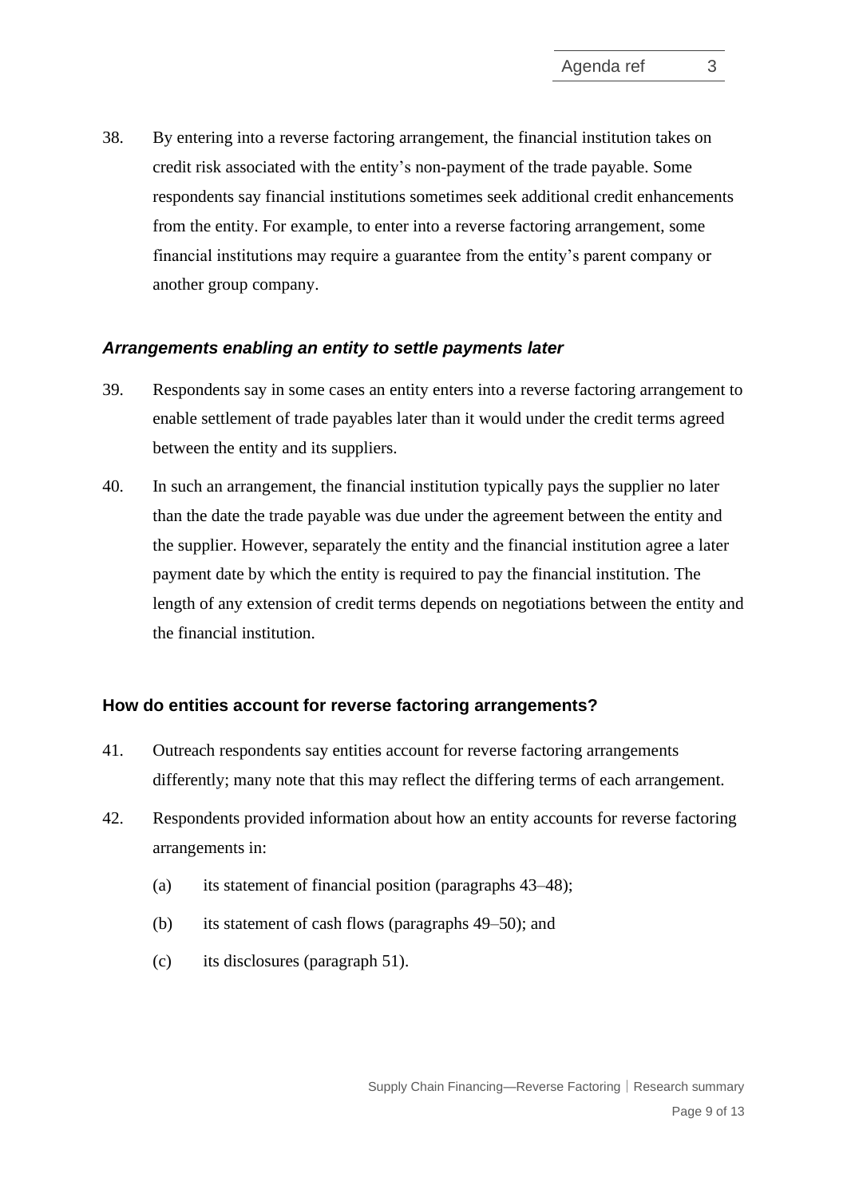38. By entering into a reverse factoring arrangement, the financial institution takes on credit risk associated with the entity's non-payment of the trade payable. Some respondents say financial institutions sometimes seek additional credit enhancements from the entity. For example, to enter into a reverse factoring arrangement, some financial institutions may require a guarantee from the entity's parent company or another group company.

### *Arrangements enabling an entity to settle payments later*

39. Respondents say in some cases an entity enters into a reverse factoring arrangement to enable settlement of trade payables later than it would under the credit terms agreed between the entity and its suppliers.

40. In such an arrangement, the financial institution typically pays the supplier no later than the date the trade payable was due under the agreement between the entity and the supplier. However, separately the entity and the financial institution agree a later payment date by which the entity is required to pay the financial institution. The length of any extension of credit terms depends on negotiations between the entity and the financial institution.

## How do entities account for reverse factoring arrangements?

41. Outreach respondents say entities account for reverse factoring arrangements differently; many note that this may reflect the differing terms of each arrangement.

42. Respondents provided information about how an entity accounts for reverse factoring arrangements in:

    (a) its statement of financial position (paragraphs 43–48);

    (b) its statement of cash flows (paragraphs 49–50); and

    (c) its disclosures (paragraph 51).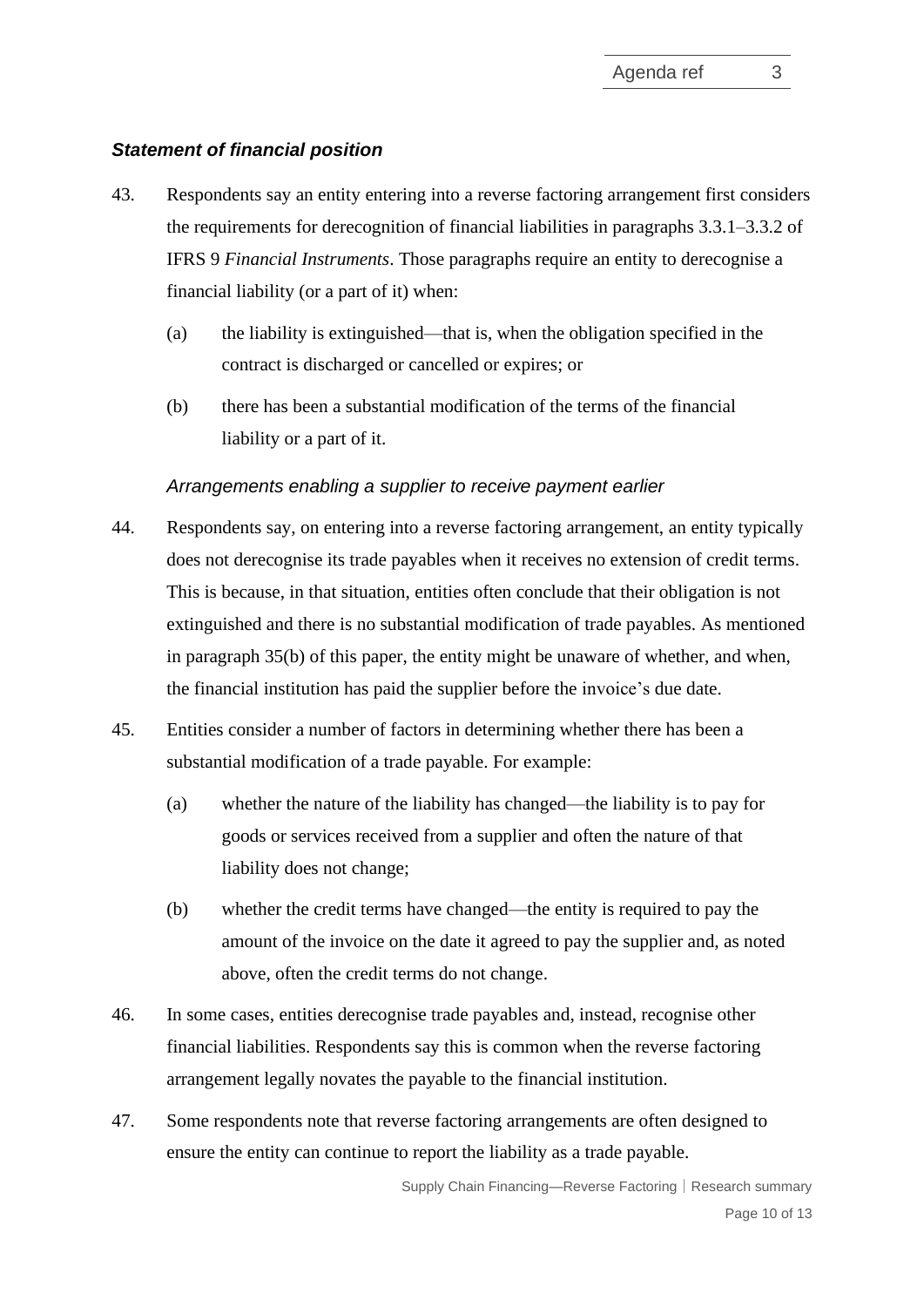### *Statement of financial position*

43. Respondents say an entity entering into a reverse factoring arrangement first considers the requirements for derecognition of financial liabilities in paragraphs 3.3.1–3.3.2 of IFRS 9 *Financial Instruments*. Those paragraphs require an entity to derecognise a financial liability (or a part of it) when:

    (a) the liability is extinguished—that is, when the obligation specified in the contract is discharged or cancelled or expires; or

    (b) there has been a substantial modification of the terms of the financial liability or a part of it.

*Arrangements enabling a supplier to receive payment earlier*

44. Respondents say, on entering into a reverse factoring arrangement, an entity typically does not derecognise its trade payables when it receives no extension of credit terms. This is because, in that situation, entities often conclude that their obligation is not extinguished and there is no substantial modification of trade payables. As mentioned in paragraph 35(b) of this paper, the entity might be unaware of whether, and when, the financial institution has paid the supplier before the invoice's due date.

45. Entities consider a number of factors in determining whether there has been a substantial modification of a trade payable. For example:

    (a) whether the nature of the liability has changed—the liability is to pay for goods or services received from a supplier and often the nature of that liability does not change;

    (b) whether the credit terms have changed—the entity is required to pay the amount of the invoice on the date it agreed to pay the supplier and, as noted above, often the credit terms do not change.

46. In some cases, entities derecognise trade payables and, instead, recognise other financial liabilities. Respondents say this is common when the reverse factoring arrangement legally novates the payable to the financial institution.

47. Some respondents note that reverse factoring arrangements are often designed to ensure the entity can continue to report the liability as a trade payable.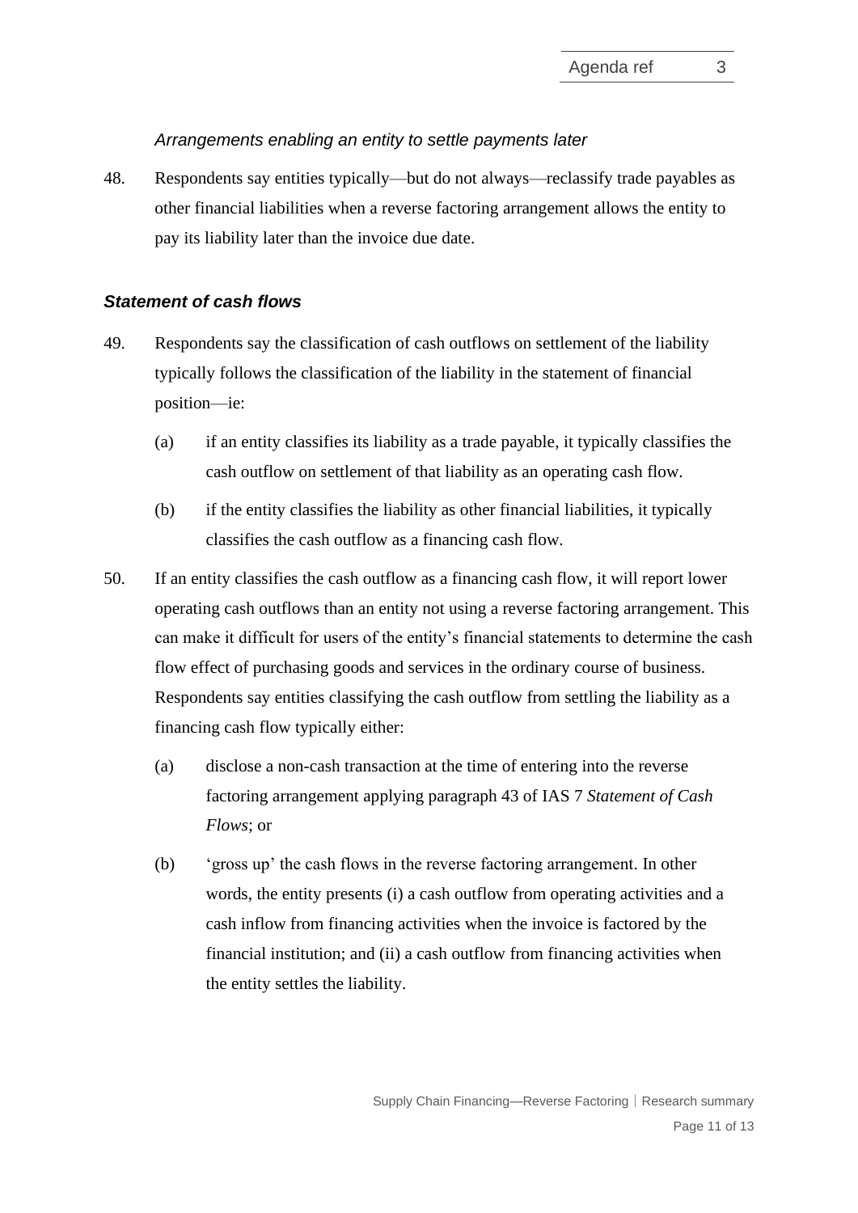*Arrangements enabling an entity to settle payments later*

48. Respondents say entities typically—but do not always—reclassify trade payables as other financial liabilities when a reverse factoring arrangement allows the entity to pay its liability later than the invoice due date.

### *Statement of cash flows*

49. Respondents say the classification of cash outflows on settlement of the liability typically follows the classification of the liability in the statement of financial position—ie:

    (a) if an entity classifies its liability as a trade payable, it typically classifies the cash outflow on settlement of that liability as an operating cash flow.

    (b) if the entity classifies the liability as other financial liabilities, it typically classifies the cash outflow as a financing cash flow.

50. If an entity classifies the cash outflow as a financing cash flow, it will report lower operating cash outflows than an entity not using a reverse factoring arrangement. This can make it difficult for users of the entity's financial statements to determine the cash flow effect of purchasing goods and services in the ordinary course of business. Respondents say entities classifying the cash outflow from settling the liability as a financing cash flow typically either:

    (a) disclose a non-cash transaction at the time of entering into the reverse factoring arrangement applying paragraph 43 of IAS 7 *Statement of Cash Flows*; or

    (b) 'gross up' the cash flows in the reverse factoring arrangement. In other words, the entity presents (i) a cash outflow from operating activities and a cash inflow from financing activities when the invoice is factored by the financial institution; and (ii) a cash outflow from financing activities when the entity settles the liability.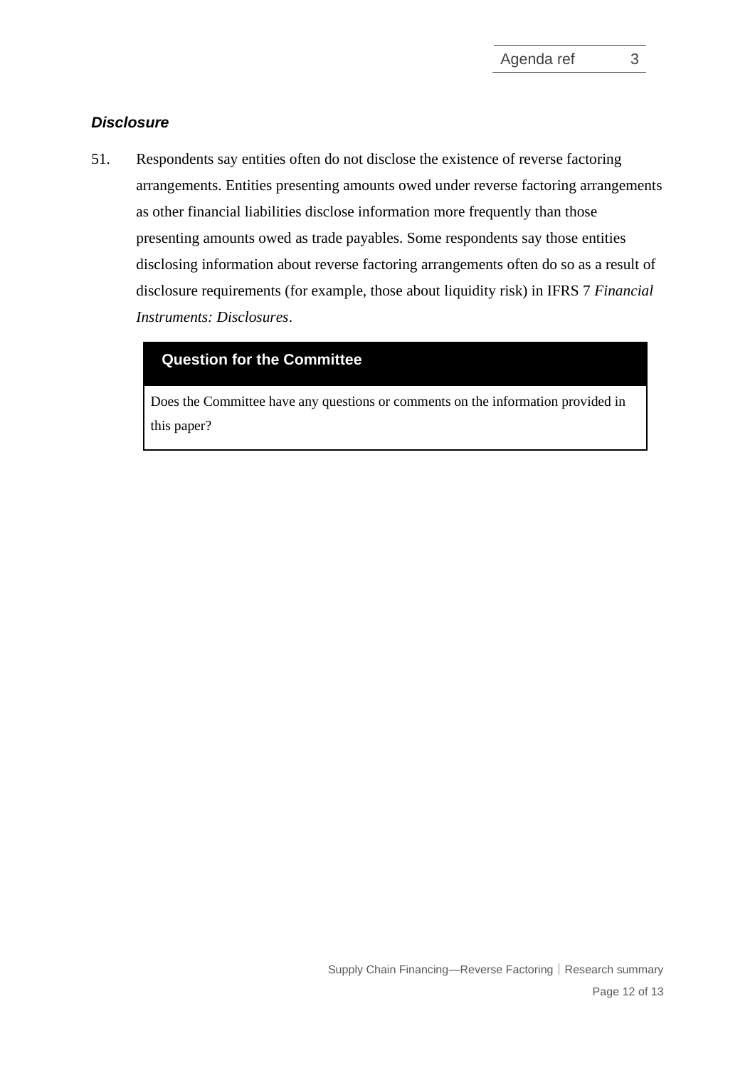### *Disclosure*

51. Respondents say entities often do not disclose the existence of reverse factoring arrangements. Entities presenting amounts owed under reverse factoring arrangements as other financial liabilities disclose information more frequently than those presenting amounts owed as trade payables. Some respondents say those entities disclosing information about reverse factoring arrangements often do so as a result of disclosure requirements (for example, those about liquidity risk) in IFRS 7 *Financial Instruments: Disclosures*.

| **Question for the Committee** |
| --- |
| Does the Committee have any questions or comments on the information provided in this paper? |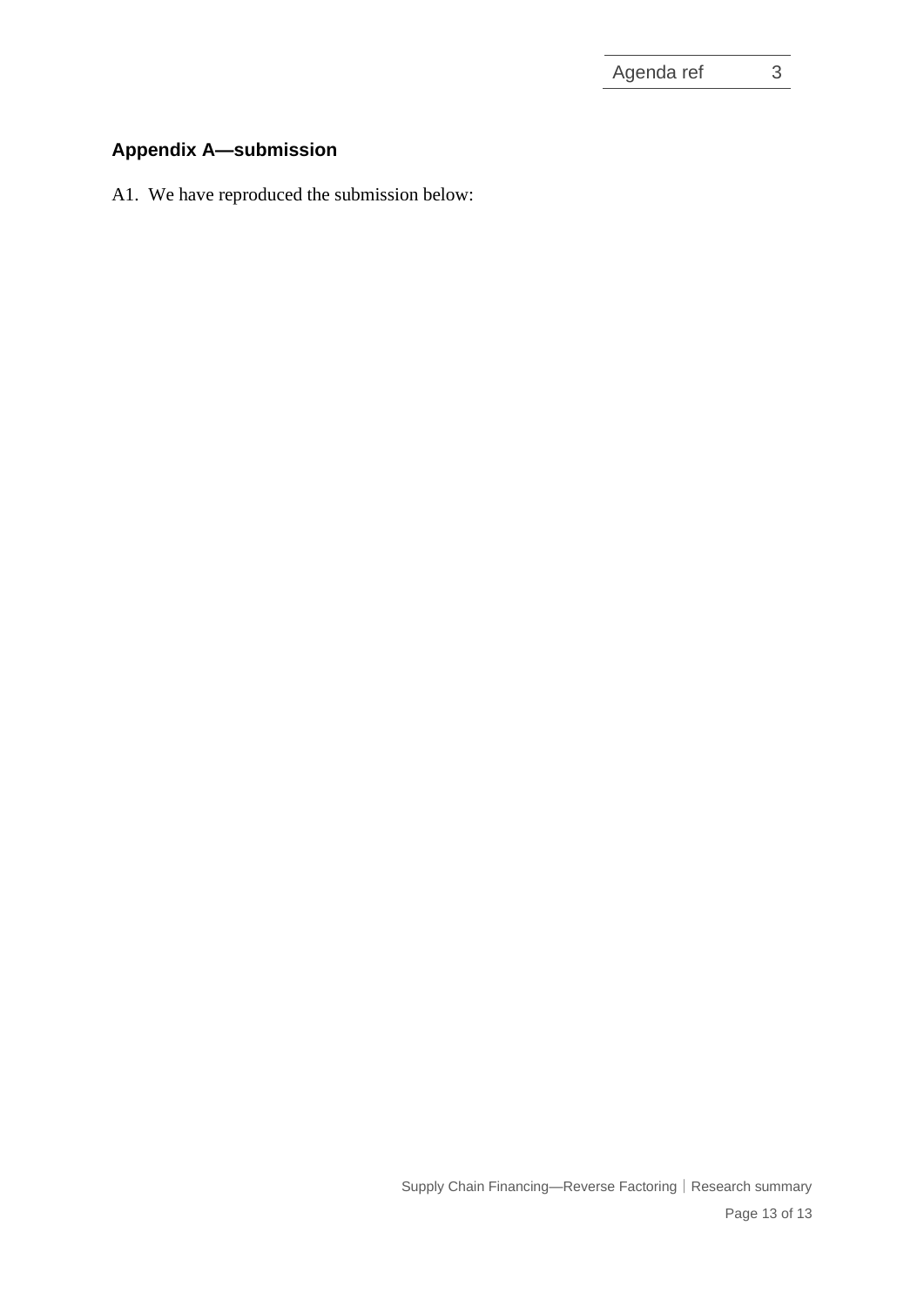## Appendix A—submission

A1. We have reproduced the submission below: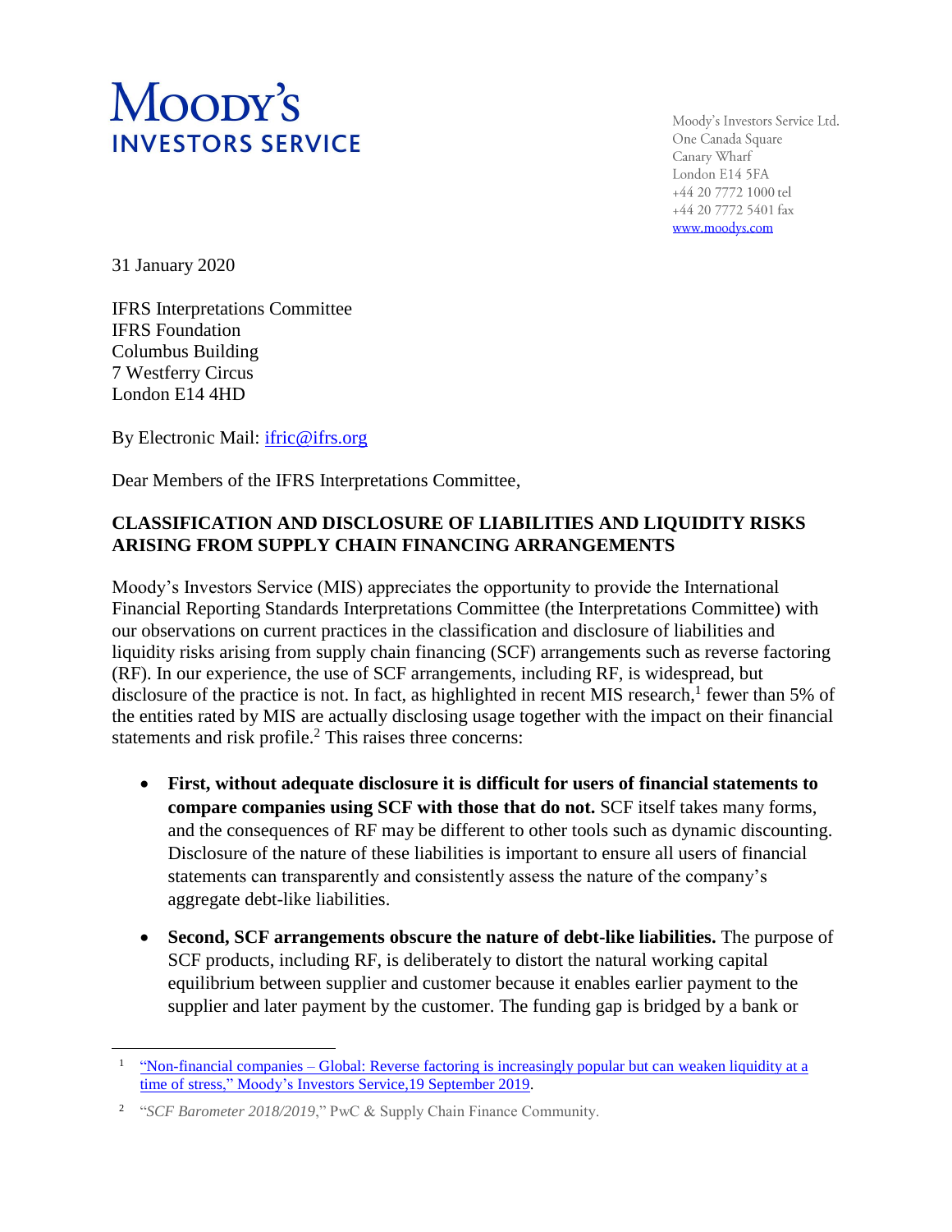# MOODY'S INVESTORS SERVICE

Moody's Investors Service Ltd.
One Canada Square
Canary Wharf
London E14 5FA
+44 20 7772 1000 tel
+44 20 7772 5401 fax
www.moodys.com

31 January 2020

IFRS Interpretations Committee
IFRS Foundation
Columbus Building
7 Westferry Circus
London E14 4HD

By Electronic Mail: ifric@ifrs.org

Dear Members of the IFRS Interpretations Committee,

**CLASSIFICATION AND DISCLOSURE OF LIABILITIES AND LIQUIDITY RISKS ARISING FROM SUPPLY CHAIN FINANCING ARRANGEMENTS**

Moody's Investors Service (MIS) appreciates the opportunity to provide the International Financial Reporting Standards Interpretations Committee (the Interpretations Committee) with our observations on current practices in the classification and disclosure of liabilities and liquidity risks arising from supply chain financing (SCF) arrangements such as reverse factoring (RF). In our experience, the use of SCF arrangements, including RF, is widespread, but disclosure of the practice is not. In fact, as highlighted in recent MIS research,[1] fewer than 5% of the entities rated by MIS are actually disclosing usage together with the impact on their financial statements and risk profile.[2] This raises three concerns:

- **First, without adequate disclosure it is difficult for users of financial statements to compare companies using SCF with those that do not.** SCF itself takes many forms, and the consequences of RF may be different to other tools such as dynamic discounting. Disclosure of the nature of these liabilities is important to ensure all users of financial statements can transparently and consistently assess the nature of the company's aggregate debt-like liabilities.
- **Second, SCF arrangements obscure the nature of debt-like liabilities.** The purpose of SCF products, including RF, is deliberately to distort the natural working capital equilibrium between supplier and customer because it enables earlier payment to the supplier and later payment by the customer. The funding gap is bridged by a bank or

---

[1] "Non-financial companies – Global: Reverse factoring is increasingly popular but can weaken liquidity at a time of stress," Moody's Investors Service, 19 September 2019.

[2] "*SCF Barometer 2018/2019*," PwC & Supply Chain Finance Community.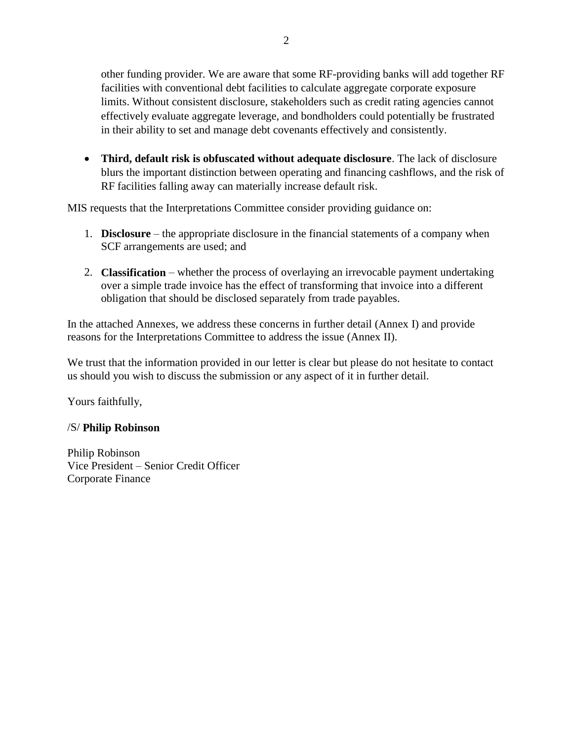other funding provider. We are aware that some RF-providing banks will add together RF facilities with conventional debt facilities to calculate aggregate corporate exposure limits. Without consistent disclosure, stakeholders such as credit rating agencies cannot effectively evaluate aggregate leverage, and bondholders could potentially be frustrated in their ability to set and manage debt covenants effectively and consistently.

- **Third, default risk is obfuscated without adequate disclosure**. The lack of disclosure blurs the important distinction between operating and financing cashflows, and the risk of RF facilities falling away can materially increase default risk.

MIS requests that the Interpretations Committee consider providing guidance on:

1. **Disclosure** – the appropriate disclosure in the financial statements of a company when SCF arrangements are used; and
2. **Classification** – whether the process of overlaying an irrevocable payment undertaking over a simple trade invoice has the effect of transforming that invoice into a different obligation that should be disclosed separately from trade payables.

In the attached Annexes, we address these concerns in further detail (Annex I) and provide reasons for the Interpretations Committee to address the issue (Annex II).

We trust that the information provided in our letter is clear but please do not hesitate to contact us should you wish to discuss the submission or any aspect of it in further detail.

Yours faithfully,

/S/ **Philip Robinson**

Philip Robinson
Vice President – Senior Credit Officer
Corporate Finance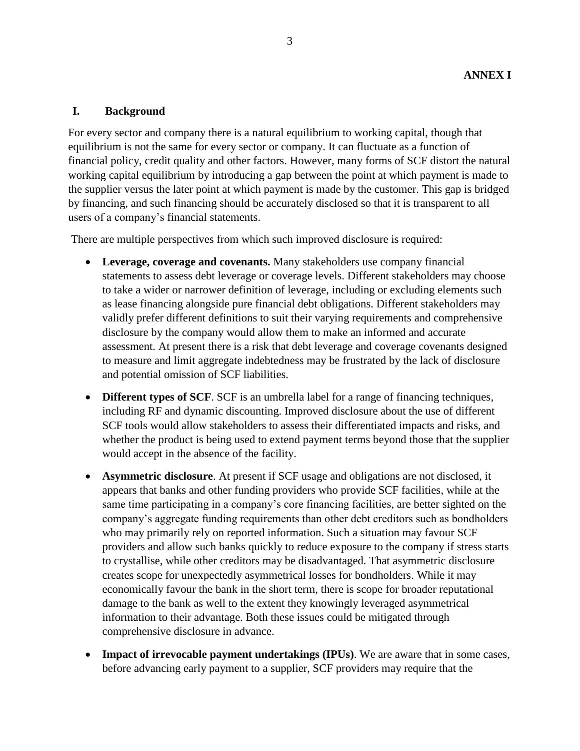**ANNEX I**

## I. Background

For every sector and company there is a natural equilibrium to working capital, though that equilibrium is not the same for every sector or company. It can fluctuate as a function of financial policy, credit quality and other factors. However, many forms of SCF distort the natural working capital equilibrium by introducing a gap between the point at which payment is made to the supplier versus the later point at which payment is made by the customer. This gap is bridged by financing, and such financing should be accurately disclosed so that it is transparent to all users of a company's financial statements.

There are multiple perspectives from which such improved disclosure is required:

- **Leverage, coverage and covenants.** Many stakeholders use company financial statements to assess debt leverage or coverage levels. Different stakeholders may choose to take a wider or narrower definition of leverage, including or excluding elements such as lease financing alongside pure financial debt obligations. Different stakeholders may validly prefer different definitions to suit their varying requirements and comprehensive disclosure by the company would allow them to make an informed and accurate assessment. At present there is a risk that debt leverage and coverage covenants designed to measure and limit aggregate indebtedness may be frustrated by the lack of disclosure and potential omission of SCF liabilities.
- **Different types of SCF**. SCF is an umbrella label for a range of financing techniques, including RF and dynamic discounting. Improved disclosure about the use of different SCF tools would allow stakeholders to assess their differentiated impacts and risks, and whether the product is being used to extend payment terms beyond those that the supplier would accept in the absence of the facility.
- **Asymmetric disclosure**. At present if SCF usage and obligations are not disclosed, it appears that banks and other funding providers who provide SCF facilities, while at the same time participating in a company's core financing facilities, are better sighted on the company's aggregate funding requirements than other debt creditors such as bondholders who may primarily rely on reported information. Such a situation may favour SCF providers and allow such banks quickly to reduce exposure to the company if stress starts to crystallise, while other creditors may be disadvantaged. That asymmetric disclosure creates scope for unexpectedly asymmetrical losses for bondholders. While it may economically favour the bank in the short term, there is scope for broader reputational damage to the bank as well to the extent they knowingly leveraged asymmetrical information to their advantage. Both these issues could be mitigated through comprehensive disclosure in advance.
- **Impact of irrevocable payment undertakings (IPUs)**. We are aware that in some cases, before advancing early payment to a supplier, SCF providers may require that the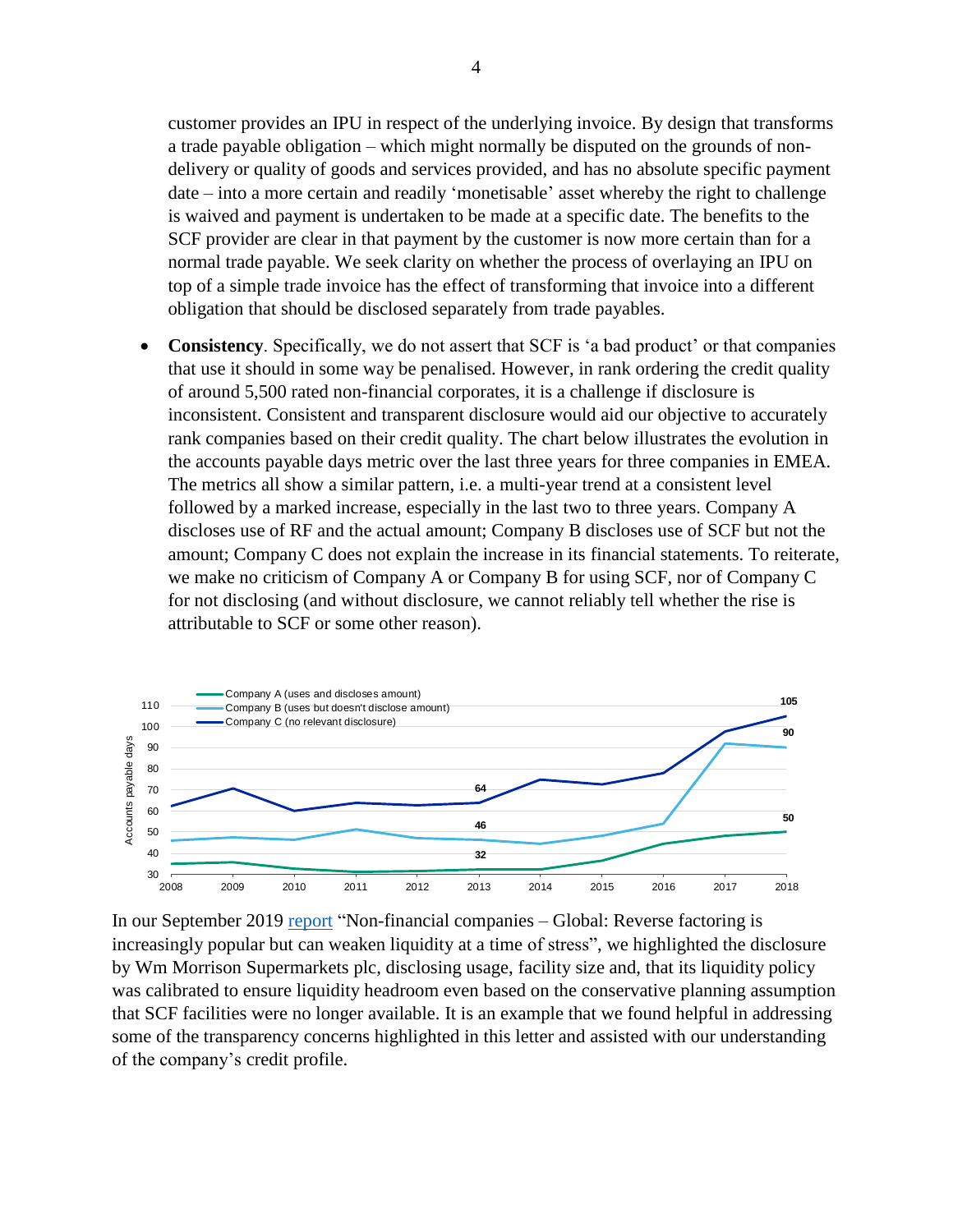customer provides an IPU in respect of the underlying invoice. By design that transforms a trade payable obligation – which might normally be disputed on the grounds of non-delivery or quality of goods and services provided, and has no absolute specific payment date – into a more certain and readily 'monetisable' asset whereby the right to challenge is waived and payment is undertaken to be made at a specific date. The benefits to the SCF provider are clear in that payment by the customer is now more certain than for a normal trade payable. We seek clarity on whether the process of overlaying an IPU on top of a simple trade invoice has the effect of transforming that invoice into a different obligation that should be disclosed separately from trade payables.

- **Consistency**. Specifically, we do not assert that SCF is 'a bad product' or that companies that use it should in some way be penalised. However, in rank ordering the credit quality of around 5,500 rated non-financial corporates, it is a challenge if disclosure is inconsistent. Consistent and transparent disclosure would aid our objective to accurately rank companies based on their credit quality. The chart below illustrates the evolution in the accounts payable days metric over the last three years for three companies in EMEA. The metrics all show a similar pattern, i.e. a multi-year trend at a consistent level followed by a marked increase, especially in the last two to three years. Company A discloses use of RF and the actual amount; Company B discloses use of SCF but not the amount; Company C does not explain the increase in its financial statements. To reiterate, we make no criticism of Company A or Company B for using SCF, nor of Company C for not disclosing (and without disclosure, we cannot reliably tell whether the rise is attributable to SCF or some other reason).

In our September 2019 report "Non-financial companies – Global: Reverse factoring is increasingly popular but can weaken liquidity at a time of stress", we highlighted the disclosure by Wm Morrison Supermarkets plc, disclosing usage, facility size and, that its liquidity policy was calibrated to ensure liquidity headroom even based on the conservative planning assumption that SCF facilities were no longer available. It is an example that we found helpful in addressing some of the transparency concerns highlighted in this letter and assisted with our understanding of the company's credit profile.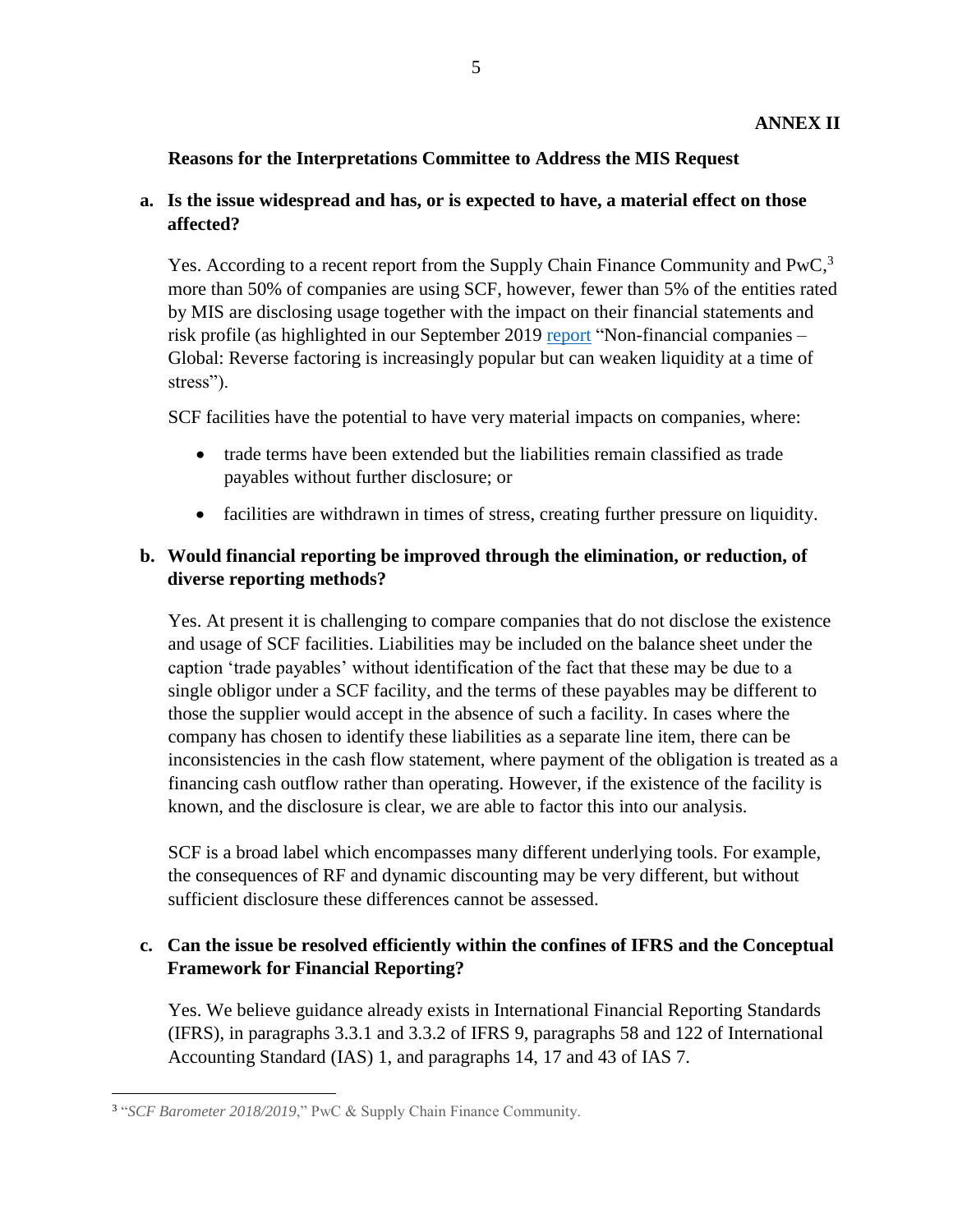**ANNEX II**

**Reasons for the Interpretations Committee to Address the MIS Request**

**a. Is the issue widespread and has, or is expected to have, a material effect on those affected?**

Yes. According to a recent report from the Supply Chain Finance Community and PwC,[3] more than 50% of companies are using SCF, however, fewer than 5% of the entities rated by MIS are disclosing usage together with the impact on their financial statements and risk profile (as highlighted in our September 2019 report "Non-financial companies – Global: Reverse factoring is increasingly popular but can weaken liquidity at a time of stress").

SCF facilities have the potential to have very material impacts on companies, where:

- trade terms have been extended but the liabilities remain classified as trade payables without further disclosure; or
- facilities are withdrawn in times of stress, creating further pressure on liquidity.

**b. Would financial reporting be improved through the elimination, or reduction, of diverse reporting methods?**

Yes. At present it is challenging to compare companies that do not disclose the existence and usage of SCF facilities. Liabilities may be included on the balance sheet under the caption 'trade payables' without identification of the fact that these may be due to a single obligor under a SCF facility, and the terms of these payables may be different to those the supplier would accept in the absence of such a facility. In cases where the company has chosen to identify these liabilities as a separate line item, there can be inconsistencies in the cash flow statement, where payment of the obligation is treated as a financing cash outflow rather than operating. However, if the existence of the facility is known, and the disclosure is clear, we are able to factor this into our analysis.

SCF is a broad label which encompasses many different underlying tools. For example, the consequences of RF and dynamic discounting may be very different, but without sufficient disclosure these differences cannot be assessed.

**c. Can the issue be resolved efficiently within the confines of IFRS and the Conceptual Framework for Financial Reporting?**

Yes. We believe guidance already exists in International Financial Reporting Standards (IFRS), in paragraphs 3.3.1 and 3.3.2 of IFRS 9, paragraphs 58 and 122 of International Accounting Standard (IAS) 1, and paragraphs 14, 17 and 43 of IAS 7.

---

[3] "*SCF Barometer 2018/2019*," PwC & Supply Chain Finance Community.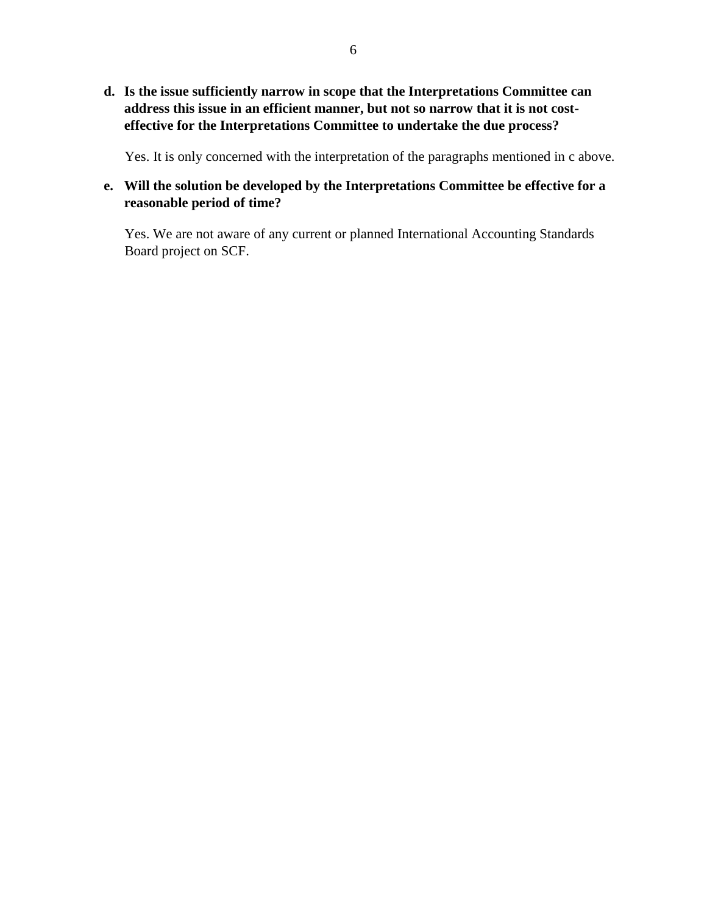**d. Is the issue sufficiently narrow in scope that the Interpretations Committee can address this issue in an efficient manner, but not so narrow that it is not cost-effective for the Interpretations Committee to undertake the due process?**

Yes. It is only concerned with the interpretation of the paragraphs mentioned in c above.

**e. Will the solution be developed by the Interpretations Committee be effective for a reasonable period of time?**

Yes. We are not aware of any current or planned International Accounting Standards Board project on SCF.